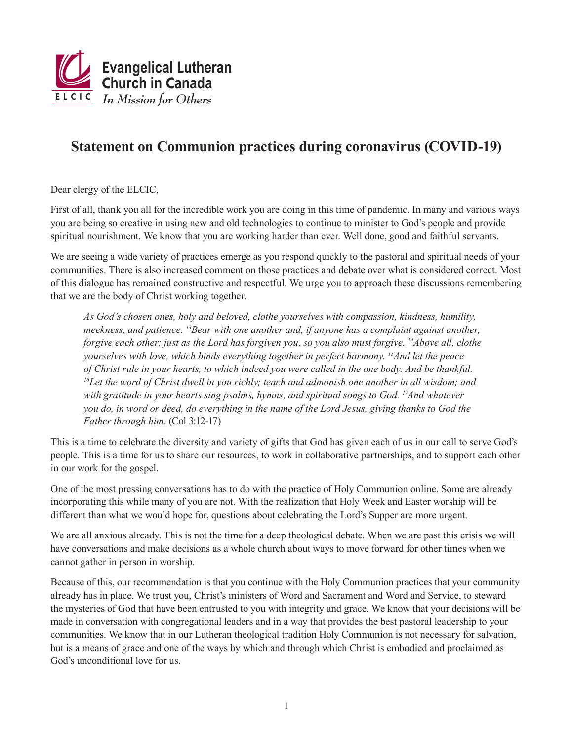Evangelical Lutheran Church in Canada

ELCIC *In Mission for Others*

# Statement on Communion practices during coronavirus (COVID-19)

Dear clergy of the ELCIC,

First of all, thank you all for the incredible work you are doing in this time of pandemic. In many and various ways you are being so creative in using new and old technologies to continue to minister to God's people and provide spiritual nourishment. We know that you are working harder than ever. Well done, good and faithful servants.

We are seeing a wide variety of practices emerge as you respond quickly to the pastoral and spiritual needs of your communities. There is also increased comment on those practices and debate over what is considered correct. Most of this dialogue has remained constructive and respectful. We urge you to approach these discussions remembering that we are the body of Christ working together.

> *As God's chosen ones, holy and beloved, clothe yourselves with compassion, kindness, humility, meekness, and patience. [13]Bear with one another and, if anyone has a complaint against another, forgive each other; just as the Lord has forgiven you, so you also must forgive. [14]Above all, clothe yourselves with love, which binds everything together in perfect harmony. [15]And let the peace of Christ rule in your hearts, to which indeed you were called in the one body. And be thankful. [16]Let the word of Christ dwell in you richly; teach and admonish one another in all wisdom; and with gratitude in your hearts sing psalms, hymns, and spiritual songs to God. [17]And whatever you do, in word or deed, do everything in the name of the Lord Jesus, giving thanks to God the Father through him.* (Col 3:12-17)

This is a time to celebrate the diversity and variety of gifts that God has given each of us in our call to serve God's people. This is a time for us to share our resources, to work in collaborative partnerships, and to support each other in our work for the gospel.

One of the most pressing conversations has to do with the practice of Holy Communion online. Some are already incorporating this while many of you are not. With the realization that Holy Week and Easter worship will be different than what we would hope for, questions about celebrating the Lord's Supper are more urgent.

We are all anxious already. This is not the time for a deep theological debate. When we are past this crisis we will have conversations and make decisions as a whole church about ways to move forward for other times when we cannot gather in person in worship.

Because of this, our recommendation is that you continue with the Holy Communion practices that your community already has in place. We trust you, Christ's ministers of Word and Sacrament and Word and Service, to steward the mysteries of God that have been entrusted to you with integrity and grace. We know that your decisions will be made in conversation with congregational leaders and in a way that provides the best pastoral leadership to your communities. We know that in our Lutheran theological tradition Holy Communion is not necessary for salvation, but is a means of grace and one of the ways by which and through which Christ is embodied and proclaimed as God's unconditional love for us.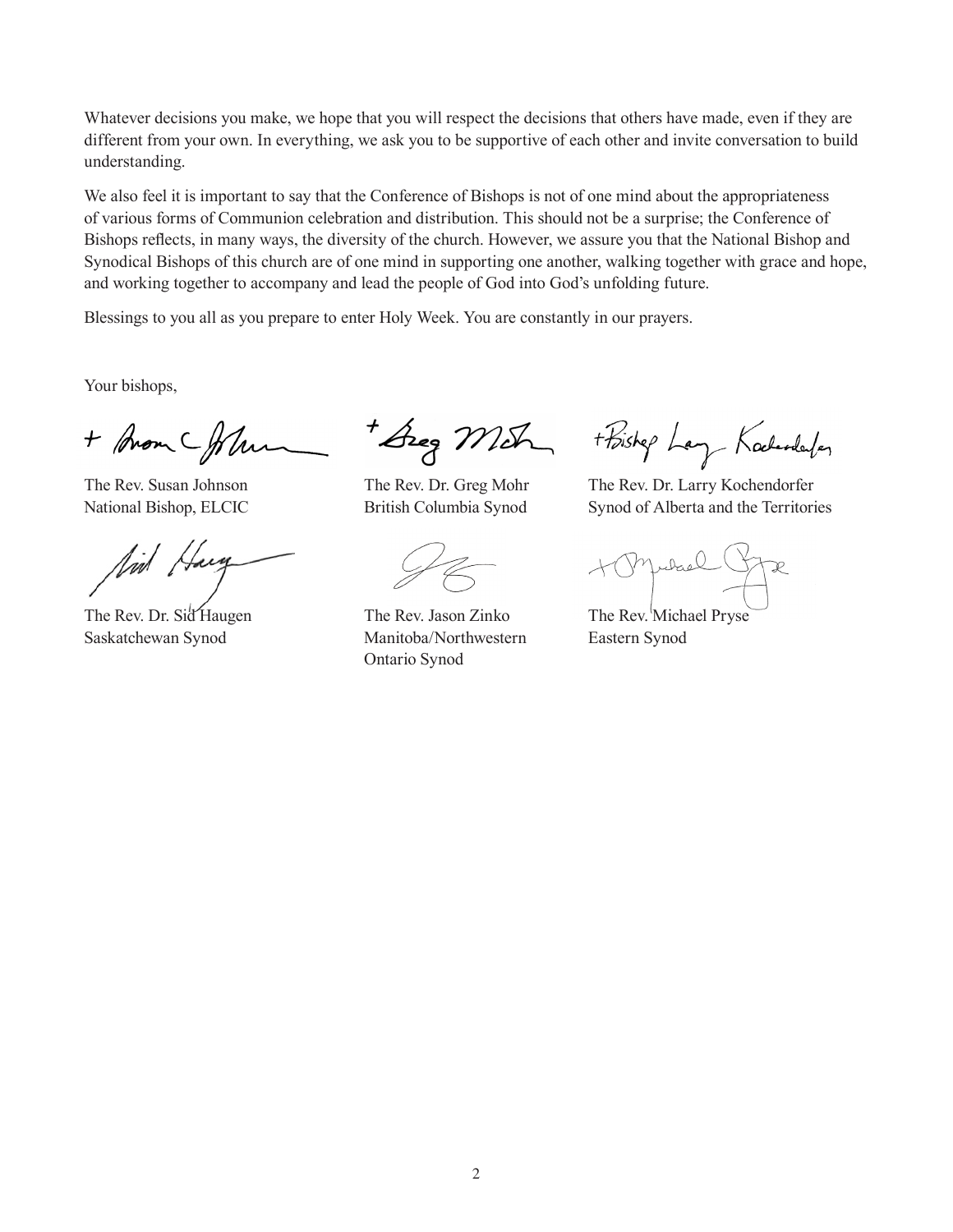Whatever decisions you make, we hope that you will respect the decisions that others have made, even if they are different from your own. In everything, we ask you to be supportive of each other and invite conversation to build understanding.

We also feel it is important to say that the Conference of Bishops is not of one mind about the appropriateness of various forms of Communion celebration and distribution. This should not be a surprise; the Conference of Bishops reflects, in many ways, the diversity of the church. However, we assure you that the National Bishop and Synodical Bishops of this church are of one mind in supporting one another, walking together with grace and hope, and working together to accompany and lead the people of God into God's unfolding future.

Blessings to you all as you prepare to enter Holy Week. You are constantly in our prayers.

Your bishops,

The Rev. Susan Johnson
National Bishop, ELCIC

The Rev. Dr. Greg Mohr
British Columbia Synod

The Rev. Dr. Larry Kochendorfer
Synod of Alberta and the Territories

The Rev. Dr. Sid Haugen
Saskatchewan Synod

The Rev. Jason Zinko
Manitoba/Northwestern Ontario Synod

The Rev. Michael Pryse
Eastern Synod